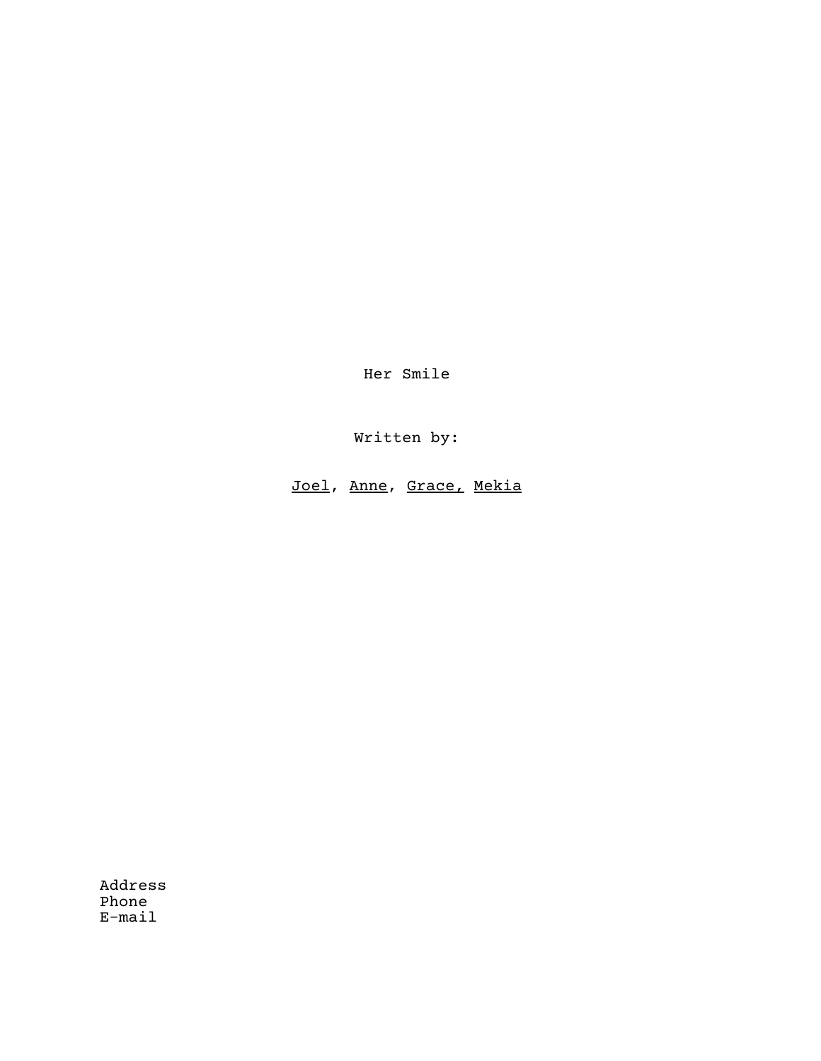Her Smile

Written by:

Joel, Anne, Grace, Mekia

Address
Phone
E-mail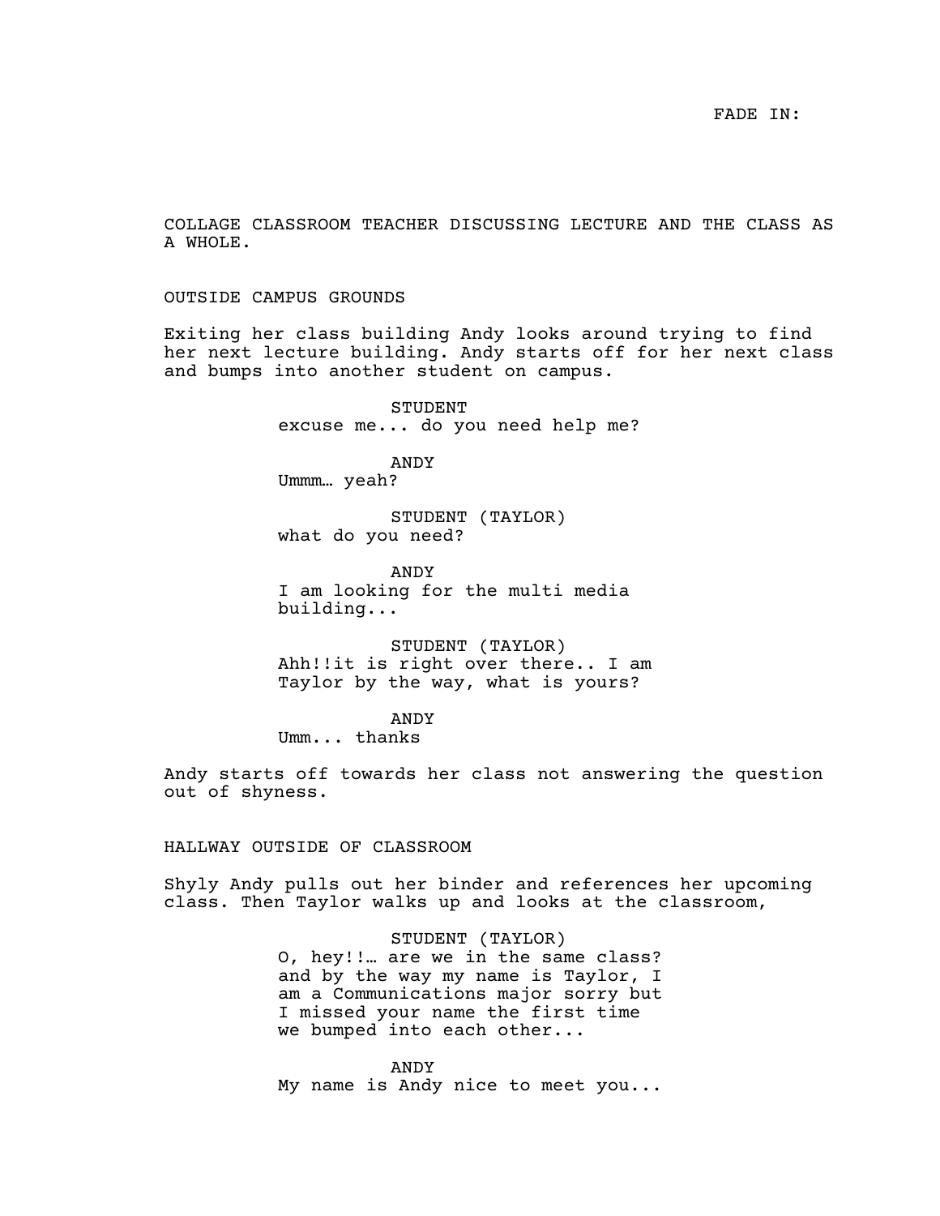FADE IN:

COLLAGE CLASSROOM TEACHER DISCUSSING LECTURE AND THE CLASS AS A WHOLE.

OUTSIDE CAMPUS GROUNDS

Exiting her class building Andy looks around trying to find her next lecture building. Andy starts off for her next class and bumps into another student on campus.

STUDENT
excuse me... do you need help me?

ANDY
Ummm… yeah?

STUDENT (TAYLOR)
what do you need?

ANDY
I am looking for the multi media building...

STUDENT (TAYLOR)
Ahh!!it is right over there.. I am Taylor by the way, what is yours?

ANDY
Umm... thanks

Andy starts off towards her class not answering the question out of shyness.

HALLWAY OUTSIDE OF CLASSROOM

Shyly Andy pulls out her binder and references her upcoming class. Then Taylor walks up and looks at the classroom,

STUDENT (TAYLOR)
O, hey!!… are we in the same class? and by the way my name is Taylor, I am a Communications major sorry but I missed your name the first time we bumped into each other...

ANDY
My name is Andy nice to meet you...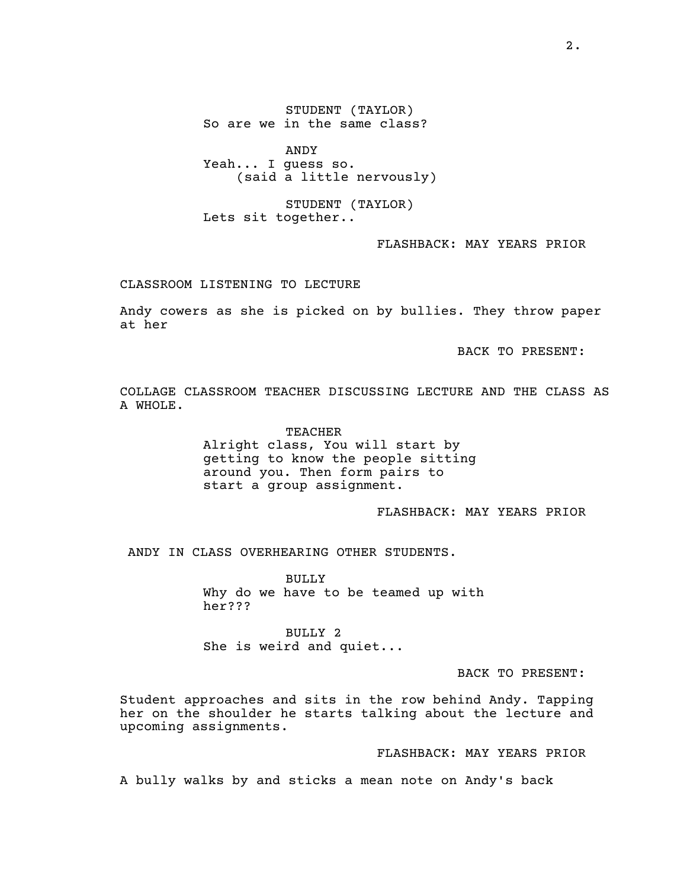STUDENT (TAYLOR)
So are we in the same class?

ANDY
Yeah... I guess so.
(said a little nervously)

STUDENT (TAYLOR)
Lets sit together..

FLASHBACK: MAY YEARS PRIOR

CLASSROOM LISTENING TO LECTURE

Andy cowers as she is picked on by bullies. They throw paper at her

BACK TO PRESENT:

COLLAGE CLASSROOM TEACHER DISCUSSING LECTURE AND THE CLASS AS A WHOLE.

TEACHER
Alright class, You will start by getting to know the people sitting around you. Then form pairs to start a group assignment.

FLASHBACK: MAY YEARS PRIOR

ANDY IN CLASS OVERHEARING OTHER STUDENTS.

BULLY
Why do we have to be teamed up with her???

BULLY 2
She is weird and quiet...

BACK TO PRESENT:

Student approaches and sits in the row behind Andy. Tapping her on the shoulder he starts talking about the lecture and upcoming assignments.

FLASHBACK: MAY YEARS PRIOR

A bully walks by and sticks a mean note on Andy's back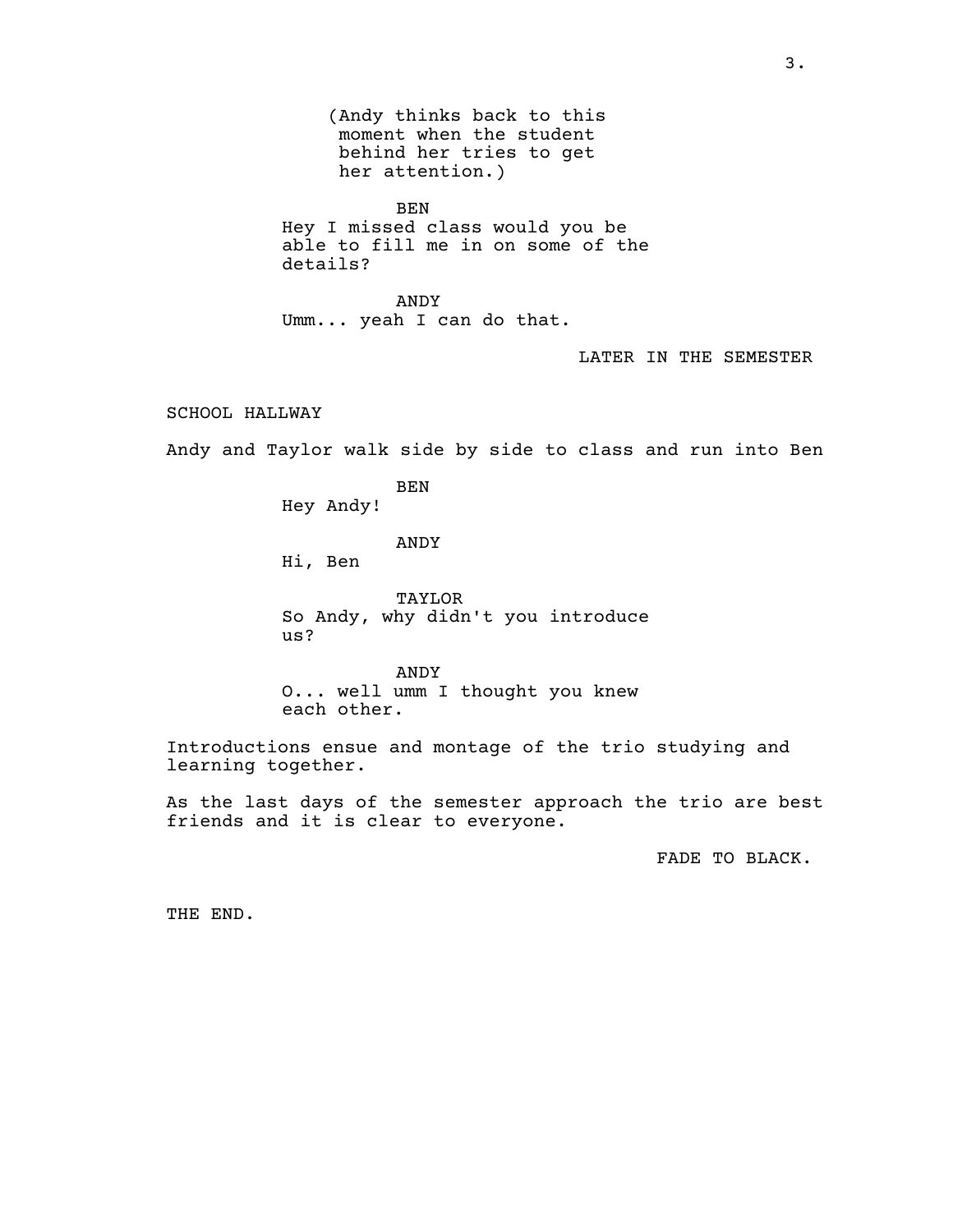(Andy thinks back to this moment when the student behind her tries to get her attention.)

BEN

Hey I missed class would you be able to fill me in on some of the details?

ANDY

Umm... yeah I can do that.

LATER IN THE SEMESTER

SCHOOL HALLWAY

Andy and Taylor walk side by side to class and run into Ben

BEN

Hey Andy!

ANDY

Hi, Ben

TAYLOR

So Andy, why didn't you introduce us?

ANDY

O... well umm I thought you knew each other.

Introductions ensue and montage of the trio studying and learning together.

As the last days of the semester approach the trio are best friends and it is clear to everyone.

FADE TO BLACK.

THE END.